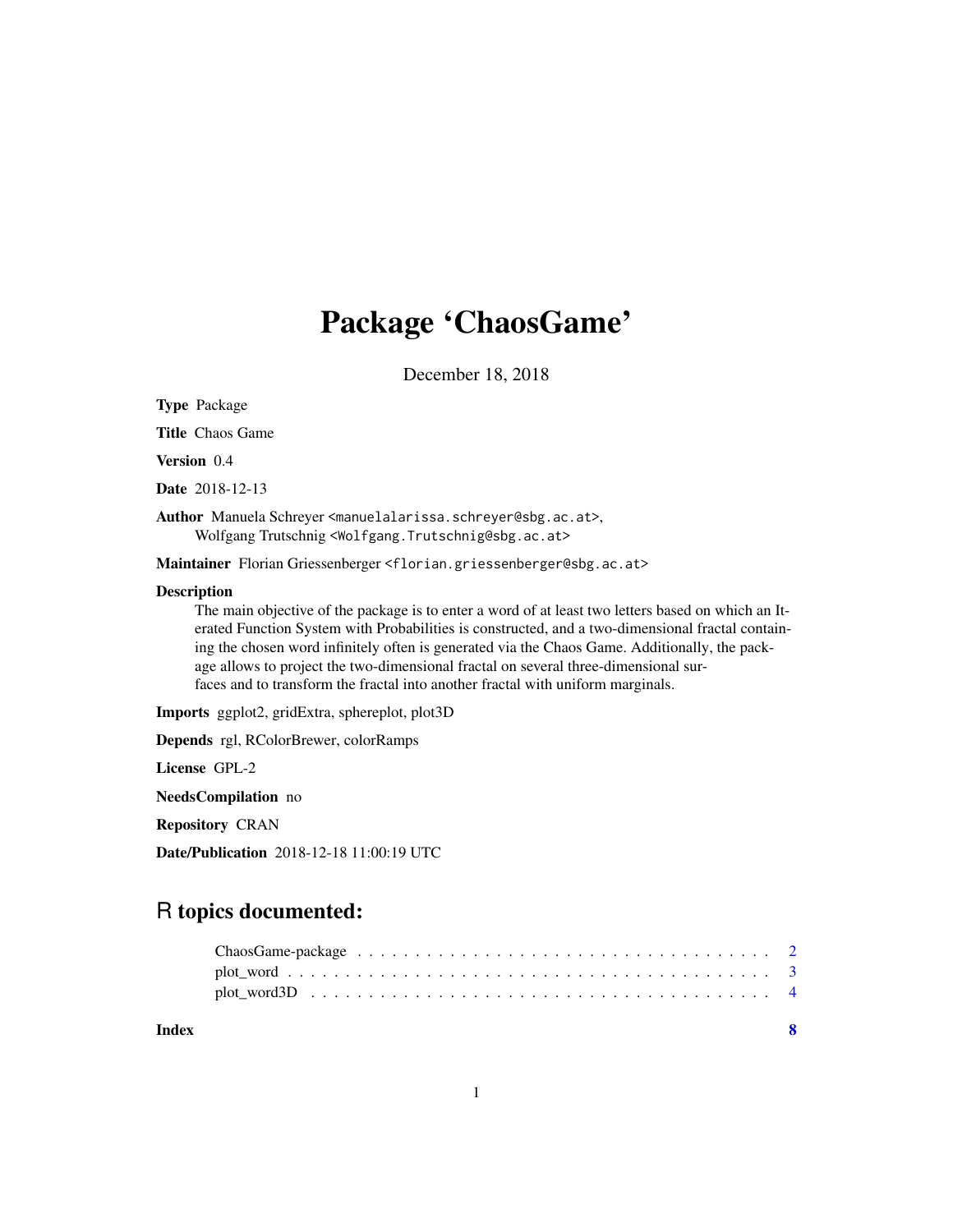# Package 'ChaosGame'

December 18, 2018

**Type** Package

**Title** Chaos Game

**Version** 0.4

**Date** 2018-12-13

**Author** Manuela Schreyer <manuelalarissa.schreyer@sbg.ac.at>,
Wolfgang Trutschnig <Wolfgang.Trutschnig@sbg.ac.at>

**Maintainer** Florian Griessenberger <florian.griessenberger@sbg.ac.at>

**Description**
The main objective of the package is to enter a word of at least two letters based on which an Iterated Function System with Probabilities is constructed, and a two-dimensional fractal containing the chosen word infinitely often is generated via the Chaos Game. Additionally, the package allows to project the two-dimensional fractal on several three-dimensional surfaces and to transform the fractal into another fractal with uniform marginals.

**Imports** ggplot2, gridExtra, sphereplot, plot3D

**Depends** rgl, RColorBrewer, colorRamps

**License** GPL-2

**NeedsCompilation** no

**Repository** CRAN

**Date/Publication** 2018-12-18 11:00:19 UTC

## R topics documented:

ChaosGame-package . . . . . . . . . . . . . . . . . . . . . . . . . . . . . . . . . . . . 2
plot_word . . . . . . . . . . . . . . . . . . . . . . . . . . . . . . . . . . . . . . . . . 3
plot_word3D . . . . . . . . . . . . . . . . . . . . . . . . . . . . . . . . . . . . . . . . 4

**Index** **8**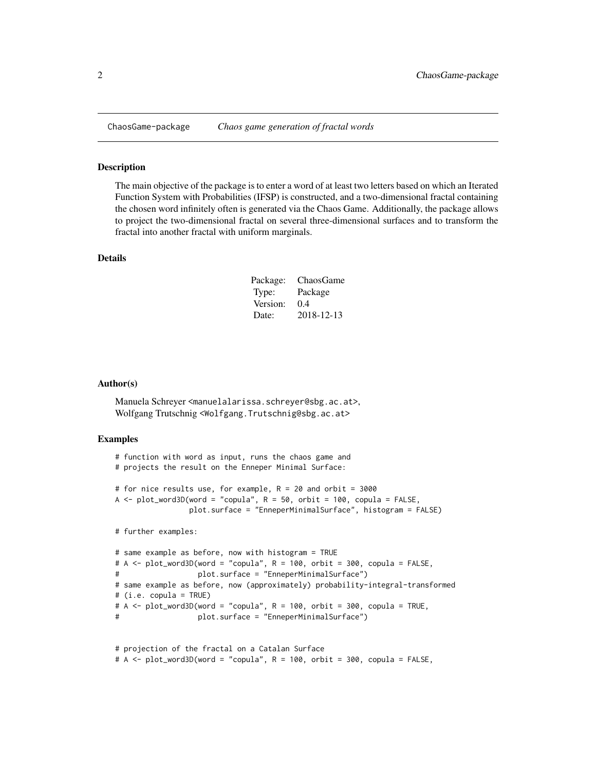ChaosGame-package    *Chaos game generation of fractal words*

## Description

The main objective of the package is to enter a word of at least two letters based on which an Iterated Function System with Probabilities (IFSP) is constructed, and a two-dimensional fractal containing the chosen word infinitely often is generated via the Chaos Game. Additionally, the package allows to project the two-dimensional fractal on several three-dimensional surfaces and to transform the fractal into another fractal with uniform marginals.

## Details

| | |
|---|---|
| Package: | ChaosGame |
| Type: | Package |
| Version: | 0.4 |
| Date: | 2018-12-13 |

## Author(s)

Manuela Schreyer <manuelalarissa.schreyer@sbg.ac.at>,
Wolfgang Trutschnig <Wolfgang.Trutschnig@sbg.ac.at>

## Examples

```
# function with word as input, runs the chaos game and
# projects the result on the Enneper Minimal Surface:

# for nice results use, for example, R = 20 and orbit = 3000
A <- plot_word3D(word = "copula", R = 50, orbit = 100, copula = FALSE,
                 plot.surface = "EnneperMinimalSurface", histogram = FALSE)

# further examples:

# same example as before, now with histogram = TRUE
# A <- plot_word3D(word = "copula", R = 100, orbit = 300, copula = FALSE,
#                  plot.surface = "EnneperMinimalSurface")
# same example as before, now (approximately) probability-integral-transformed
# (i.e. copula = TRUE)
# A <- plot_word3D(word = "copula", R = 100, orbit = 300, copula = TRUE,
#                  plot.surface = "EnneperMinimalSurface")


# projection of the fractal on a Catalan Surface
# A <- plot_word3D(word = "copula", R = 100, orbit = 300, copula = FALSE,
```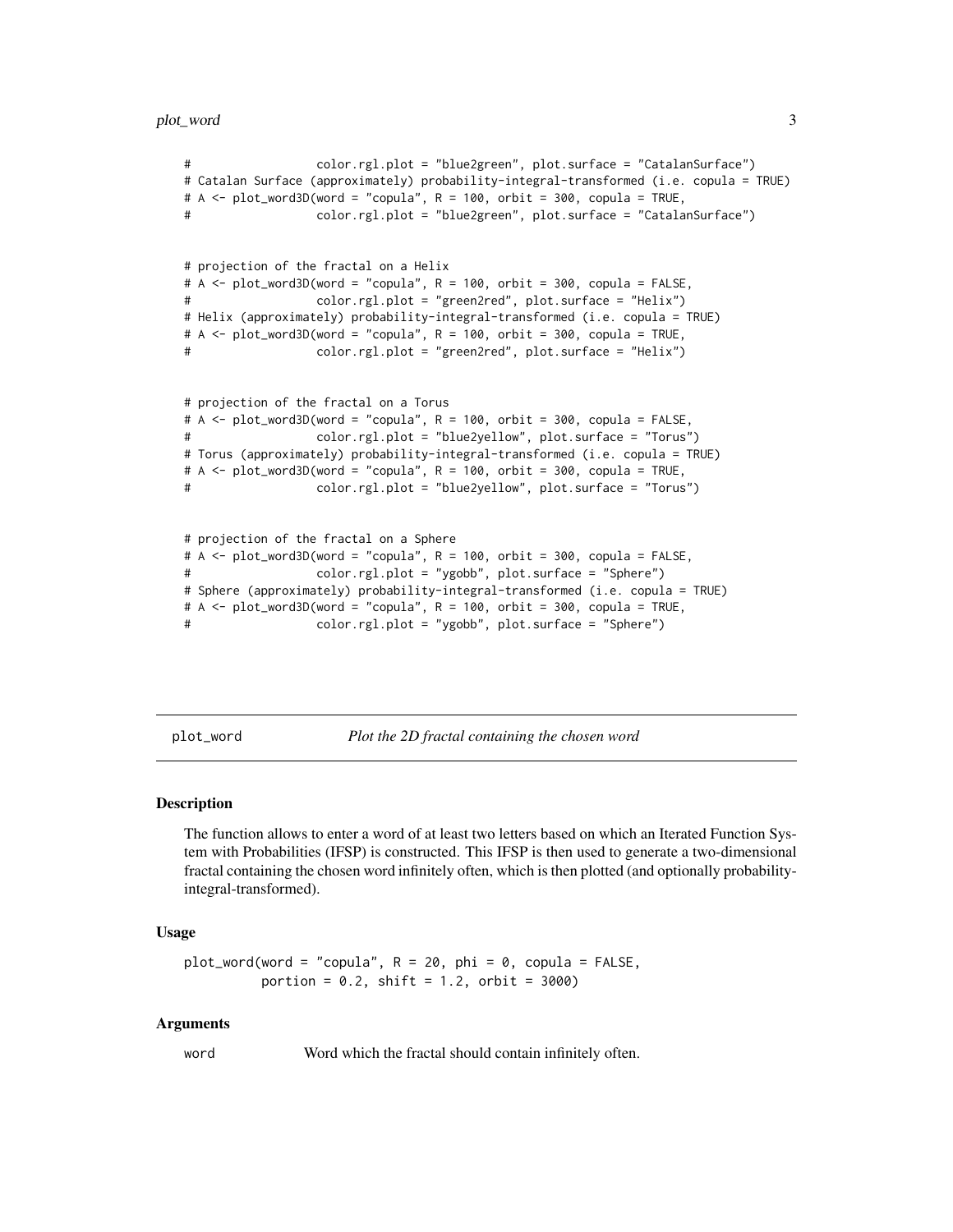```
#                 color.rgl.plot = "blue2green", plot.surface = "CatalanSurface")
# Catalan Surface (approximately) probability-integral-transformed (i.e. copula = TRUE)
# A <- plot_word3D(word = "copula", R = 100, orbit = 300, copula = TRUE,
#                 color.rgl.plot = "blue2green", plot.surface = "CatalanSurface")


# projection of the fractal on a Helix
# A <- plot_word3D(word = "copula", R = 100, orbit = 300, copula = FALSE,
#                 color.rgl.plot = "green2red", plot.surface = "Helix")
# Helix (approximately) probability-integral-transformed (i.e. copula = TRUE)
# A <- plot_word3D(word = "copula", R = 100, orbit = 300, copula = TRUE,
#                 color.rgl.plot = "green2red", plot.surface = "Helix")


# projection of the fractal on a Torus
# A <- plot_word3D(word = "copula", R = 100, orbit = 300, copula = FALSE,
#                 color.rgl.plot = "blue2yellow", plot.surface = "Torus")
# Torus (approximately) probability-integral-transformed (i.e. copula = TRUE)
# A <- plot_word3D(word = "copula", R = 100, orbit = 300, copula = TRUE,
#                 color.rgl.plot = "blue2yellow", plot.surface = "Torus")


# projection of the fractal on a Sphere
# A <- plot_word3D(word = "copula", R = 100, orbit = 300, copula = FALSE,
#                 color.rgl.plot = "ygobb", plot.surface = "Sphere")
# Sphere (approximately) probability-integral-transformed (i.e. copula = TRUE)
# A <- plot_word3D(word = "copula", R = 100, orbit = 300, copula = TRUE,
#                 color.rgl.plot = "ygobb", plot.surface = "Sphere")
```

## plot_word — *Plot the 2D fractal containing the chosen word*

### Description

The function allows to enter a word of at least two letters based on which an Iterated Function System with Probabilities (IFSP) is constructed. This IFSP is then used to generate a two-dimensional fractal containing the chosen word infinitely often, which is then plotted (and optionally probability-integral-transformed).

### Usage

```
plot_word(word = "copula", R = 20, phi = 0, copula = FALSE,
          portion = 0.2, shift = 1.2, orbit = 3000)
```

### Arguments

`word` Word which the fractal should contain infinitely often.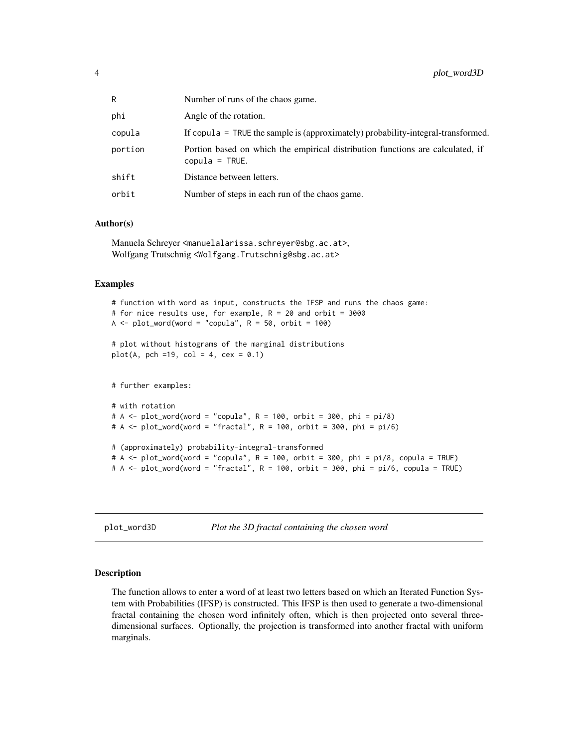| | |
|---|---|
| R | Number of runs of the chaos game. |
| phi | Angle of the rotation. |
| copula | If copula = TRUE the sample is (approximately) probability-integral-transformed. |
| portion | Portion based on which the empirical distribution functions are calculated, if copula = TRUE. |
| shift | Distance between letters. |
| orbit | Number of steps in each run of the chaos game. |

### Author(s)

Manuela Schreyer <manuelalarissa.schreyer@sbg.ac.at>,
Wolfgang Trutschnig <Wolfgang.Trutschnig@sbg.ac.at>

### Examples

```
# function with word as input, constructs the IFSP and runs the chaos game:
# for nice results use, for example, R = 20 and orbit = 3000
A <- plot_word(word = "copula", R = 50, orbit = 100)

# plot without histograms of the marginal distributions
plot(A, pch =19, col = 4, cex = 0.1)


# further examples:

# with rotation
# A <- plot_word(word = "copula", R = 100, orbit = 300, phi = pi/8)
# A <- plot_word(word = "fractal", R = 100, orbit = 300, phi = pi/6)

# (approximately) probability-integral-transformed
# A <- plot_word(word = "copula", R = 100, orbit = 300, phi = pi/8, copula = TRUE)
# A <- plot_word(word = "fractal", R = 100, orbit = 300, phi = pi/6, copula = TRUE)
```

---

## plot_word3D — *Plot the 3D fractal containing the chosen word*

---

### Description

The function allows to enter a word of at least two letters based on which an Iterated Function System with Probabilities (IFSP) is constructed. This IFSP is then used to generate a two-dimensional fractal containing the chosen word infinitely often, which is then projected onto several three-dimensional surfaces. Optionally, the projection is transformed into another fractal with uniform marginals.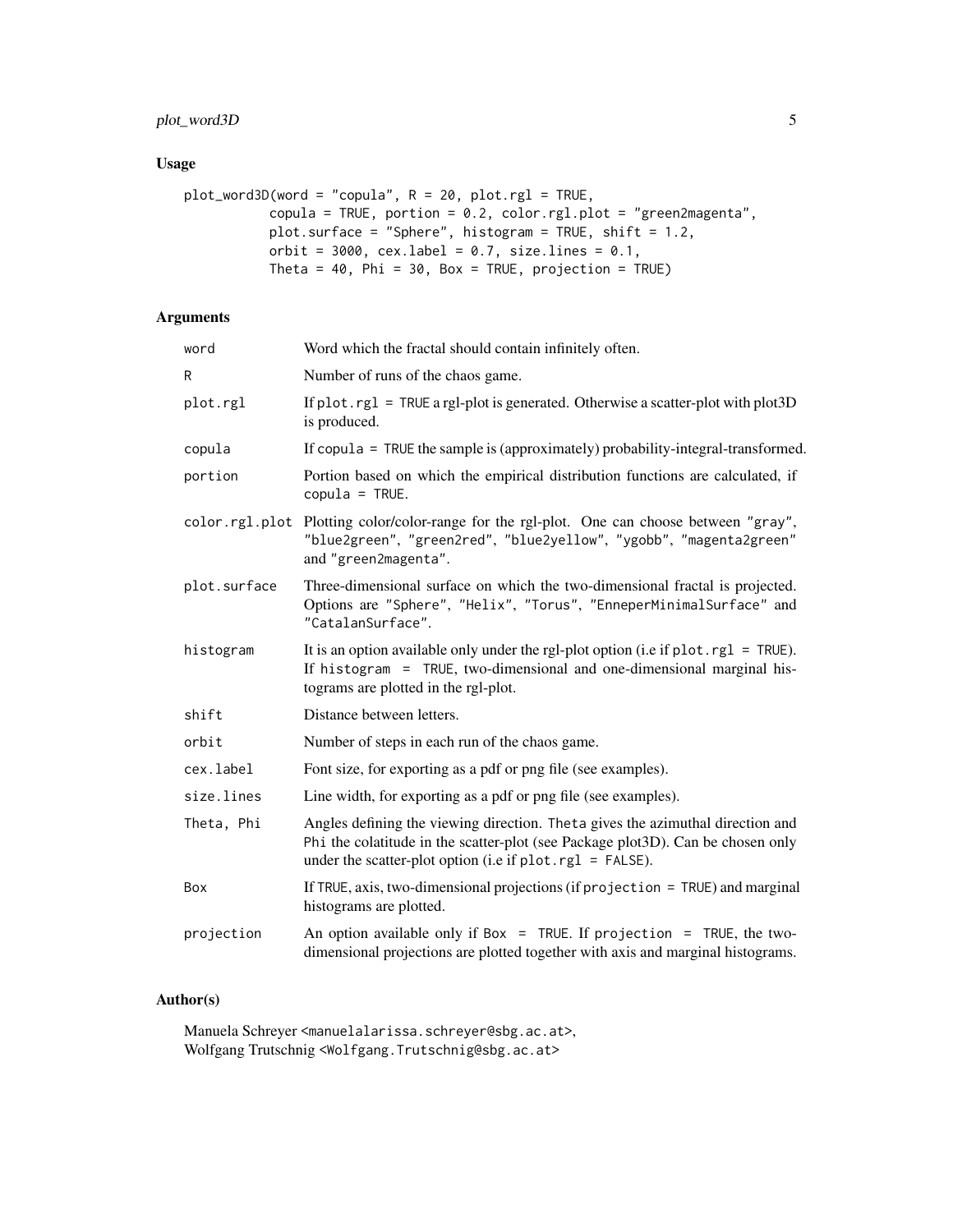## Usage

```
plot_word3D(word = "copula", R = 20, plot.rgl = TRUE,
            copula = TRUE, portion = 0.2, color.rgl.plot = "green2magenta",
            plot.surface = "Sphere", histogram = TRUE, shift = 1.2,
            orbit = 3000, cex.label = 0.7, size.lines = 0.1,
            Theta = 40, Phi = 30, Box = TRUE, projection = TRUE)
```

## Arguments

| | |
|---|---|
| `word` | Word which the fractal should contain infinitely often. |
| `R` | Number of runs of the chaos game. |
| `plot.rgl` | If `plot.rgl = TRUE` a rgl-plot is generated. Otherwise a scatter-plot with plot3D is produced. |
| `copula` | If `copula = TRUE` the sample is (approximately) probability-integral-transformed. |
| `portion` | Portion based on which the empirical distribution functions are calculated, if `copula = TRUE`. |
| `color.rgl.plot` | Plotting color/color-range for the rgl-plot. One can choose between `"gray"`, `"blue2green"`, `"green2red"`, `"blue2yellow"`, `"ygobb"`, `"magenta2green"` and `"green2magenta"`. |
| `plot.surface` | Three-dimensional surface on which the two-dimensional fractal is projected. Options are `"Sphere"`, `"Helix"`, `"Torus"`, `"EnneperMinimalSurface"` and `"CatalanSurface"`. |
| `histogram` | It is an option available only under the rgl-plot option (i.e if `plot.rgl = TRUE`). If `histogram = TRUE`, two-dimensional and one-dimensional marginal histograms are plotted in the rgl-plot. |
| `shift` | Distance between letters. |
| `orbit` | Number of steps in each run of the chaos game. |
| `cex.label` | Font size, for exporting as a pdf or png file (see examples). |
| `size.lines` | Line width, for exporting as a pdf or png file (see examples). |
| `Theta, Phi` | Angles defining the viewing direction. `Theta` gives the azimuthal direction and `Phi` the colatitude in the scatter-plot (see Package plot3D). Can be chosen only under the scatter-plot option (i.e if `plot.rgl = FALSE`). |
| `Box` | If `TRUE`, axis, two-dimensional projections (if `projection = TRUE`) and marginal histograms are plotted. |
| `projection` | An option available only if `Box = TRUE`. If `projection = TRUE`, the two-dimensional projections are plotted together with axis and marginal histograms. |

## Author(s)

Manuela Schreyer <manuelalarissa.schreyer@sbg.ac.at>,
Wolfgang Trutschnig <Wolfgang.Trutschnig@sbg.ac.at>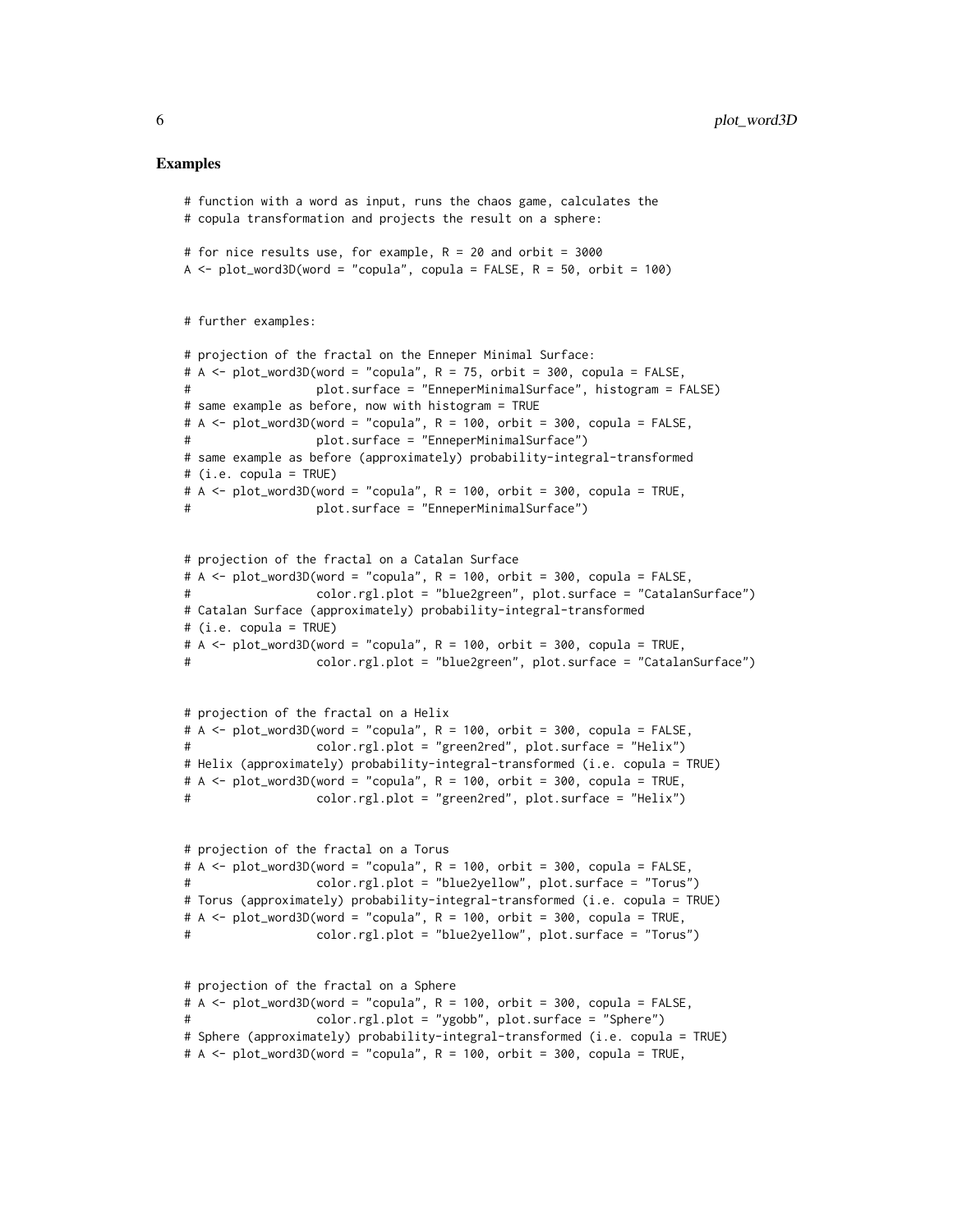## Examples

```
# function with a word as input, runs the chaos game, calculates the
# copula transformation and projects the result on a sphere:

# for nice results use, for example, R = 20 and orbit = 3000
A <- plot_word3D(word = "copula", copula = FALSE, R = 50, orbit = 100)


# further examples:

# projection of the fractal on the Enneper Minimal Surface:
# A <- plot_word3D(word = "copula", R = 75, orbit = 300, copula = FALSE,
#                  plot.surface = "EnneperMinimalSurface", histogram = FALSE)
# same example as before, now with histogram = TRUE
# A <- plot_word3D(word = "copula", R = 100, orbit = 300, copula = FALSE,
#                  plot.surface = "EnneperMinimalSurface")
# same example as before (approximately) probability-integral-transformed
# (i.e. copula = TRUE)
# A <- plot_word3D(word = "copula", R = 100, orbit = 300, copula = TRUE,
#                  plot.surface = "EnneperMinimalSurface")


# projection of the fractal on a Catalan Surface
# A <- plot_word3D(word = "copula", R = 100, orbit = 300, copula = FALSE,
#                  color.rgl.plot = "blue2green", plot.surface = "CatalanSurface")
# Catalan Surface (approximately) probability-integral-transformed
# (i.e. copula = TRUE)
# A <- plot_word3D(word = "copula", R = 100, orbit = 300, copula = TRUE,
#                  color.rgl.plot = "blue2green", plot.surface = "CatalanSurface")


# projection of the fractal on a Helix
# A <- plot_word3D(word = "copula", R = 100, orbit = 300, copula = FALSE,
#                  color.rgl.plot = "green2red", plot.surface = "Helix")
# Helix (approximately) probability-integral-transformed (i.e. copula = TRUE)
# A <- plot_word3D(word = "copula", R = 100, orbit = 300, copula = TRUE,
#                  color.rgl.plot = "green2red", plot.surface = "Helix")


# projection of the fractal on a Torus
# A <- plot_word3D(word = "copula", R = 100, orbit = 300, copula = FALSE,
#                  color.rgl.plot = "blue2yellow", plot.surface = "Torus")
# Torus (approximately) probability-integral-transformed (i.e. copula = TRUE)
# A <- plot_word3D(word = "copula", R = 100, orbit = 300, copula = TRUE,
#                  color.rgl.plot = "blue2yellow", plot.surface = "Torus")


# projection of the fractal on a Sphere
# A <- plot_word3D(word = "copula", R = 100, orbit = 300, copula = FALSE,
#                  color.rgl.plot = "ygobb", plot.surface = "Sphere")
# Sphere (approximately) probability-integral-transformed (i.e. copula = TRUE)
# A <- plot_word3D(word = "copula", R = 100, orbit = 300, copula = TRUE,
```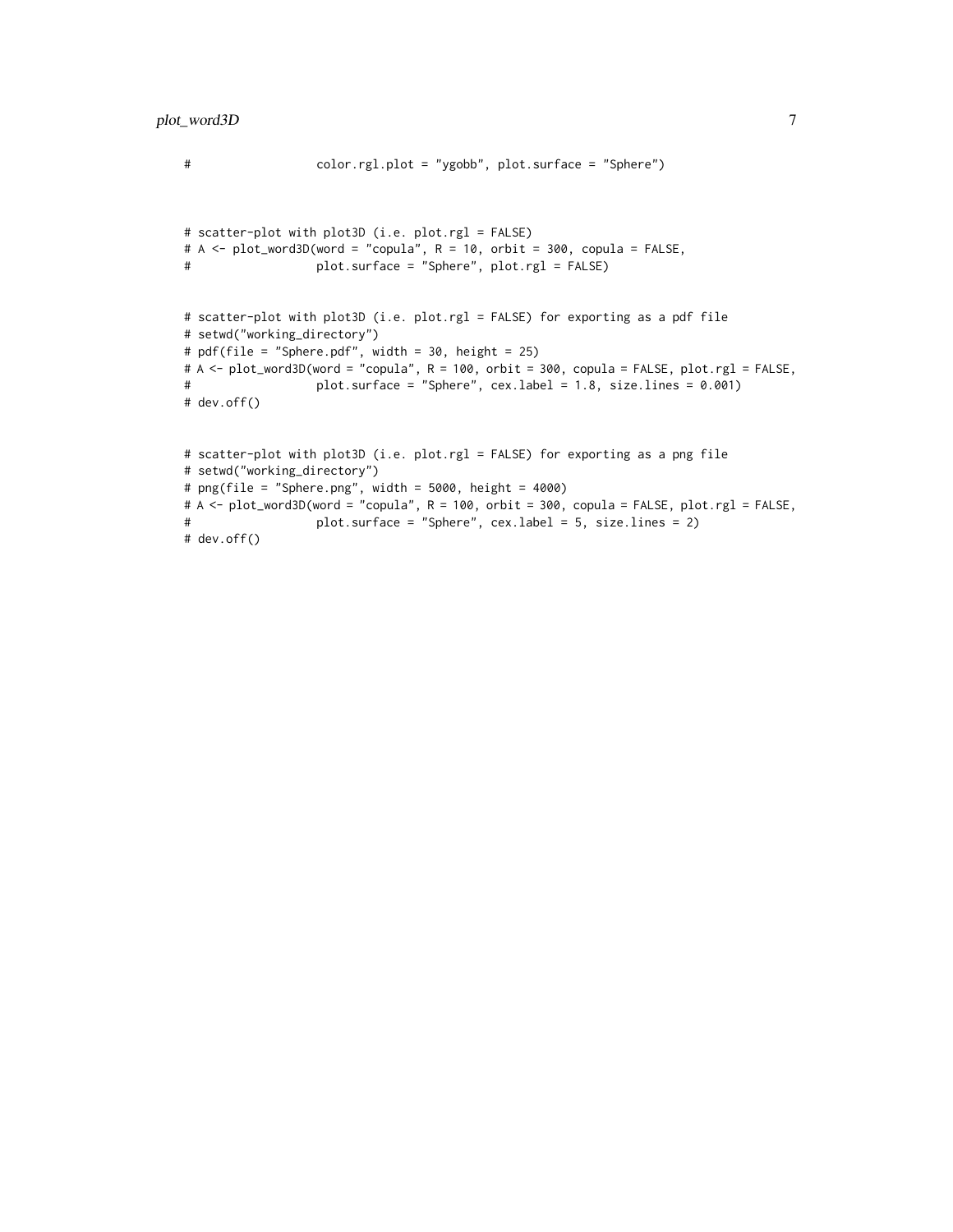```
#                  color.rgl.plot = "ygobb", plot.surface = "Sphere")



# scatter-plot with plot3D (i.e. plot.rgl = FALSE)
# A <- plot_word3D(word = "copula", R = 10, orbit = 300, copula = FALSE,
#                  plot.surface = "Sphere", plot.rgl = FALSE)


# scatter-plot with plot3D (i.e. plot.rgl = FALSE) for exporting as a pdf file
# setwd("working_directory")
# pdf(file = "Sphere.pdf", width = 30, height = 25)
# A <- plot_word3D(word = "copula", R = 100, orbit = 300, copula = FALSE, plot.rgl = FALSE,
#                  plot.surface = "Sphere", cex.label = 1.8, size.lines = 0.001)
# dev.off()


# scatter-plot with plot3D (i.e. plot.rgl = FALSE) for exporting as a png file
# setwd("working_directory")
# png(file = "Sphere.png", width = 5000, height = 4000)
# A <- plot_word3D(word = "copula", R = 100, orbit = 300, copula = FALSE, plot.rgl = FALSE,
#                  plot.surface = "Sphere", cex.label = 5, size.lines = 2)
# dev.off()
```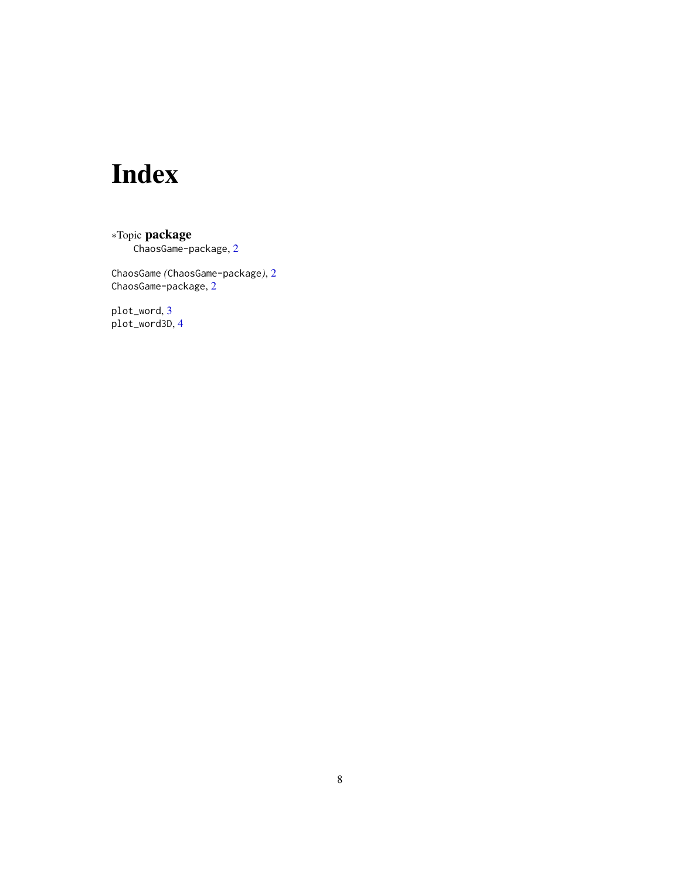# Index

∗Topic **package**
    ChaosGame-package, 2

ChaosGame (ChaosGame-package), 2
ChaosGame-package, 2

plot_word, 3
plot_word3D, 4